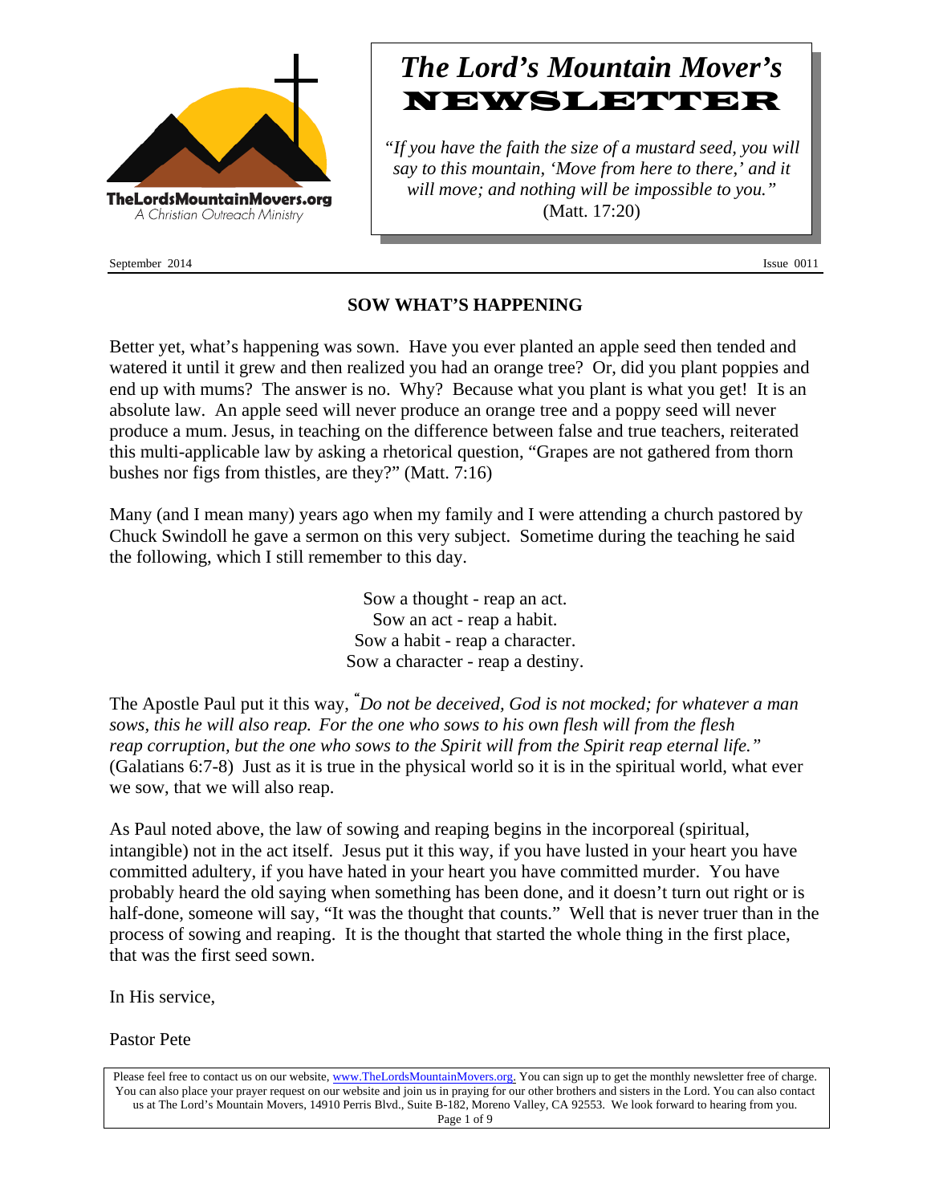TheLordsMountainMovers.org
A Christian Outreach Ministry

# *The Lord's Mountain Mover's* NEWSLETTER

*"If you have the faith the size of a mustard seed, you will say to this mountain, 'Move from here to there,' and it will move; and nothing will be impossible to you."* (Matt. 17:20)

September 2014 Issue 0011

## SOW WHAT'S HAPPENING

Better yet, what's happening was sown. Have you ever planted an apple seed then tended and watered it until it grew and then realized you had an orange tree? Or, did you plant poppies and end up with mums? The answer is no. Why? Because what you plant is what you get! It is an absolute law. An apple seed will never produce an orange tree and a poppy seed will never produce a mum. Jesus, in teaching on the difference between false and true teachers, reiterated this multi-applicable law by asking a rhetorical question, "Grapes are not gathered from thorn bushes nor figs from thistles, are they?" (Matt. 7:16)

Many (and I mean many) years ago when my family and I were attending a church pastored by Chuck Swindoll he gave a sermon on this very subject. Sometime during the teaching he said the following, which I still remember to this day.

Sow a thought - reap an act.
Sow an act - reap a habit.
Sow a habit - reap a character.
Sow a character - reap a destiny.

The Apostle Paul put it this way, *"Do not be deceived, God is not mocked; for whatever a man sows, this he will also reap. For the one who sows to his own flesh will from the flesh reap corruption, but the one who sows to the Spirit will from the Spirit reap eternal life."* (Galatians 6:7-8) Just as it is true in the physical world so it is in the spiritual world, what ever we sow, that we will also reap.

As Paul noted above, the law of sowing and reaping begins in the incorporeal (spiritual, intangible) not in the act itself. Jesus put it this way, if you have lusted in your heart you have committed adultery, if you have hated in your heart you have committed murder. You have probably heard the old saying when something has been done, and it doesn't turn out right or is half-done, someone will say, "It was the thought that counts." Well that is never truer than in the process of sowing and reaping. It is the thought that started the whole thing in the first place, that was the first seed sown.

In His service,

Pastor Pete

Please feel free to contact us on our website, www.TheLordsMountainMovers.org. You can sign up to get the monthly newsletter free of charge. You can also place your prayer request on our website and join us in praying for our other brothers and sisters in the Lord. You can also contact us at The Lord's Mountain Movers, 14910 Perris Blvd., Suite B-182, Moreno Valley, CA 92553. We look forward to hearing from you.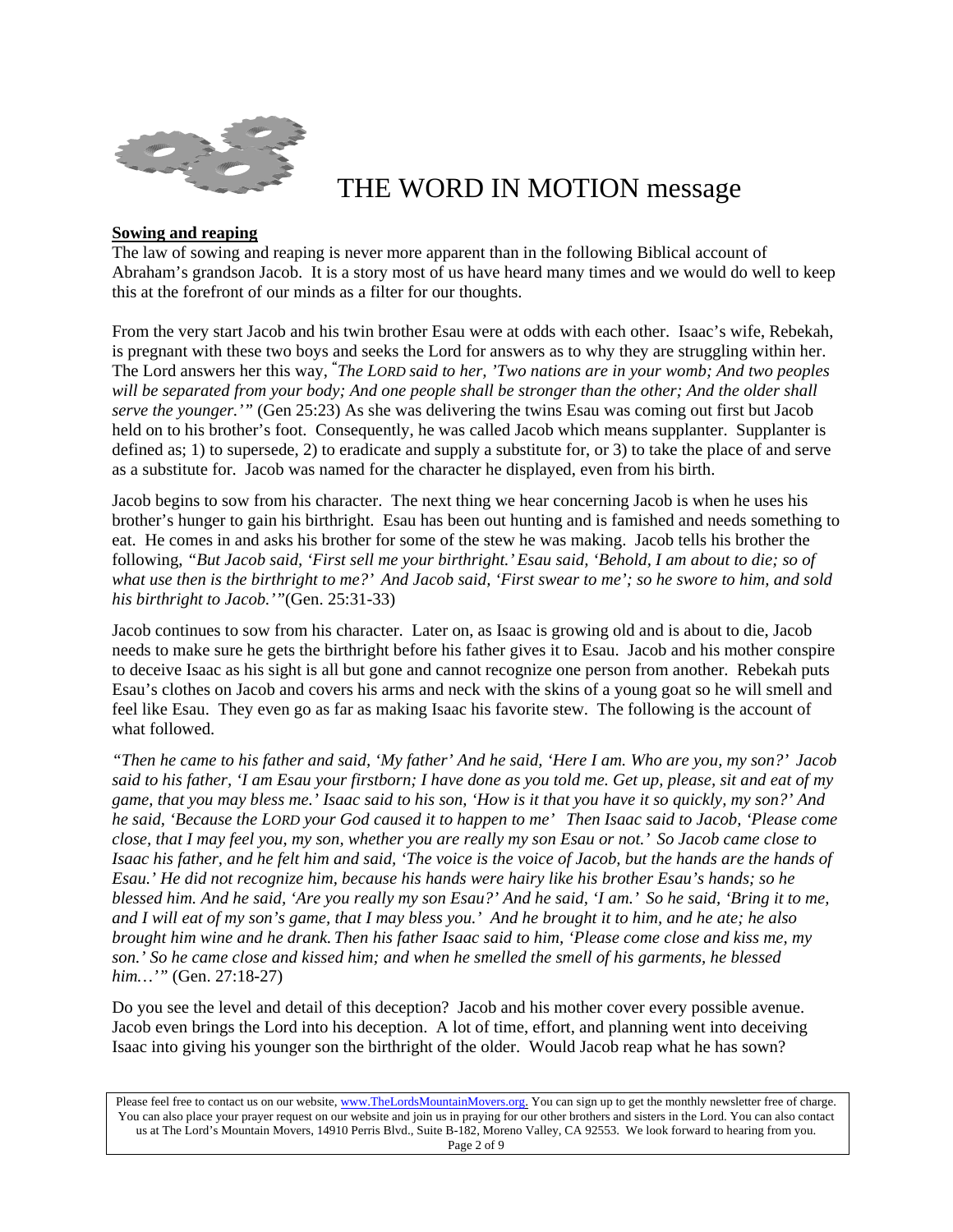# THE WORD IN MOTION message

**Sowing and reaping**

The law of sowing and reaping is never more apparent than in the following Biblical account of Abraham's grandson Jacob. It is a story most of us have heard many times and we would do well to keep this at the forefront of our minds as a filter for our thoughts.

From the very start Jacob and his twin brother Esau were at odds with each other. Isaac's wife, Rebekah, is pregnant with these two boys and seeks the Lord for answers as to why they are struggling within her. The Lord answers her this way, "*The LORD said to her, 'Two nations are in your womb; And two peoples will be separated from your body; And one people shall be stronger than the other; And the older shall serve the younger.'*" (Gen 25:23) As she was delivering the twins Esau was coming out first but Jacob held on to his brother's foot. Consequently, he was called Jacob which means supplanter. Supplanter is defined as; 1) to supersede, 2) to eradicate and supply a substitute for, or 3) to take the place of and serve as a substitute for. Jacob was named for the character he displayed, even from his birth.

Jacob begins to sow from his character. The next thing we hear concerning Jacob is when he uses his brother's hunger to gain his birthright. Esau has been out hunting and is famished and needs something to eat. He comes in and asks his brother for some of the stew he was making. Jacob tells his brother the following, *"But Jacob said, 'First sell me your birthright.' Esau said, 'Behold, I am about to die; so of what use then is the birthright to me?' And Jacob said, 'First swear to me'; so he swore to him, and sold his birthright to Jacob.'"*(Gen. 25:31-33)

Jacob continues to sow from his character. Later on, as Isaac is growing old and is about to die, Jacob needs to make sure he gets the birthright before his father gives it to Esau. Jacob and his mother conspire to deceive Isaac as his sight is all but gone and cannot recognize one person from another. Rebekah puts Esau's clothes on Jacob and covers his arms and neck with the skins of a young goat so he will smell and feel like Esau. They even go as far as making Isaac his favorite stew. The following is the account of what followed.

*"Then he came to his father and said, 'My father' And he said, 'Here I am. Who are you, my son?' Jacob said to his father, 'I am Esau your firstborn; I have done as you told me. Get up, please, sit and eat of my game, that you may bless me.' Isaac said to his son, 'How is it that you have it so quickly, my son?' And he said, 'Because the LORD your God caused it to happen to me' Then Isaac said to Jacob, 'Please come close, that I may feel you, my son, whether you are really my son Esau or not.' So Jacob came close to Isaac his father, and he felt him and said, 'The voice is the voice of Jacob, but the hands are the hands of Esau.' He did not recognize him, because his hands were hairy like his brother Esau's hands; so he blessed him. And he said, 'Are you really my son Esau?' And he said, 'I am.' So he said, 'Bring it to me, and I will eat of my son's game, that I may bless you.' And he brought it to him, and he ate; he also brought him wine and he drank. Then his father Isaac said to him, 'Please come close and kiss me, my son.' So he came close and kissed him; and when he smelled the smell of his garments, he blessed him…'"* (Gen. 27:18-27)

Do you see the level and detail of this deception? Jacob and his mother cover every possible avenue. Jacob even brings the Lord into his deception. A lot of time, effort, and planning went into deceiving Isaac into giving his younger son the birthright of the older. Would Jacob reap what he has sown?

Please feel free to contact us on our website, www.TheLordsMountainMovers.org. You can sign up to get the monthly newsletter free of charge. You can also place your prayer request on our website and join us in praying for our other brothers and sisters in the Lord. You can also contact us at The Lord's Mountain Movers, 14910 Perris Blvd., Suite B-182, Moreno Valley, CA 92553. We look forward to hearing from you.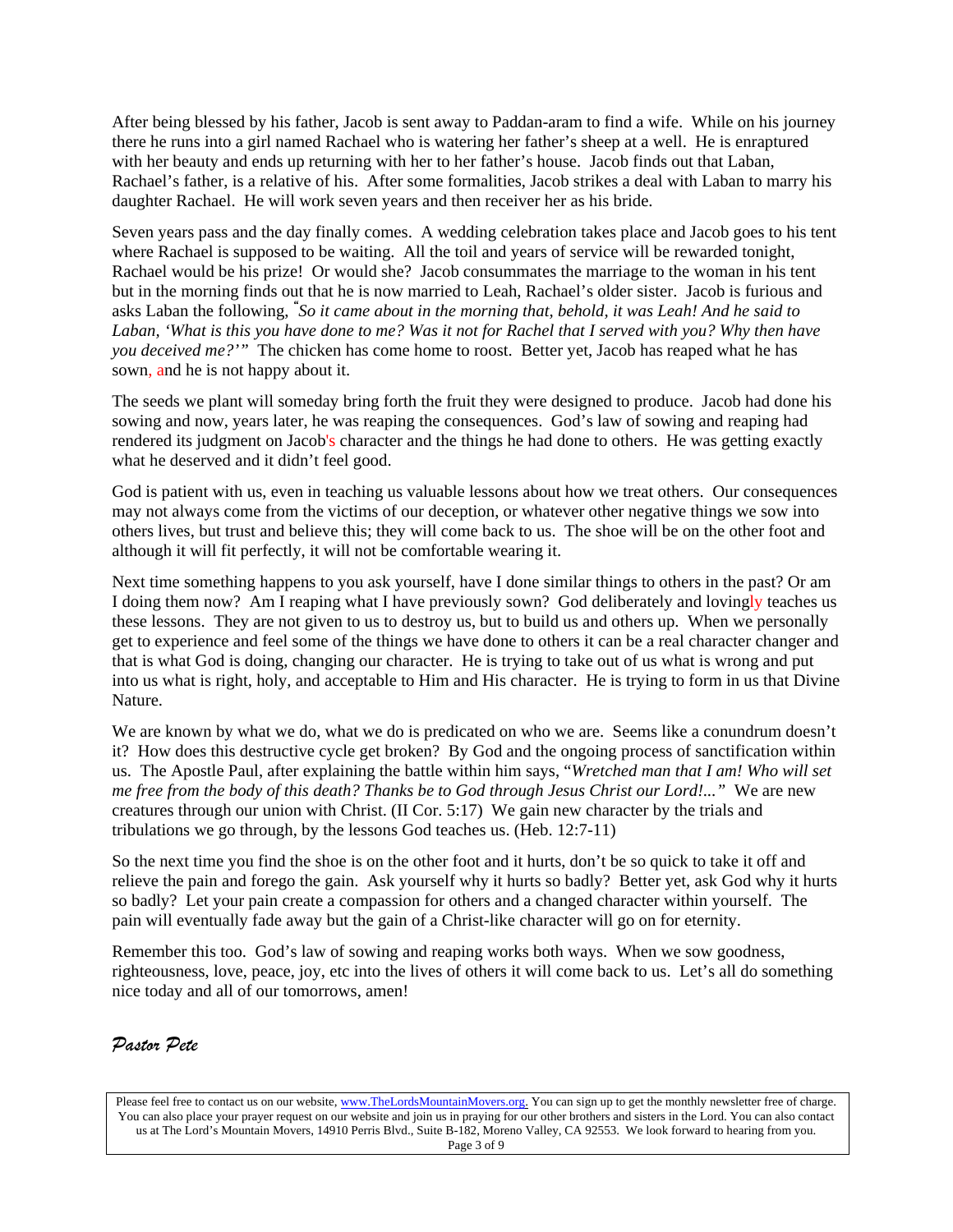After being blessed by his father, Jacob is sent away to Paddan-aram to find a wife. While on his journey there he runs into a girl named Rachael who is watering her father's sheep at a well. He is enraptured with her beauty and ends up returning with her to her father's house. Jacob finds out that Laban, Rachael's father, is a relative of his. After some formalities, Jacob strikes a deal with Laban to marry his daughter Rachael. He will work seven years and then receiver her as his bride.

Seven years pass and the day finally comes. A wedding celebration takes place and Jacob goes to his tent where Rachael is supposed to be waiting. All the toil and years of service will be rewarded tonight, Rachael would be his prize! Or would she? Jacob consummates the marriage to the woman in his tent but in the morning finds out that he is now married to Leah, Rachael's older sister. Jacob is furious and asks Laban the following, "*So it came about in the morning that, behold, it was Leah! And he said to Laban, 'What is this you have done to me? Was it not for Rachel that I served with you? Why then have you deceived me?'*" The chicken has come home to roost. Better yet, Jacob has reaped what he has sown, and he is not happy about it.

The seeds we plant will someday bring forth the fruit they were designed to produce. Jacob had done his sowing and now, years later, he was reaping the consequences. God's law of sowing and reaping had rendered its judgment on Jacob's character and the things he had done to others. He was getting exactly what he deserved and it didn't feel good.

God is patient with us, even in teaching us valuable lessons about how we treat others. Our consequences may not always come from the victims of our deception, or whatever other negative things we sow into others lives, but trust and believe this; they will come back to us. The shoe will be on the other foot and although it will fit perfectly, it will not be comfortable wearing it.

Next time something happens to you ask yourself, have I done similar things to others in the past? Or am I doing them now? Am I reaping what I have previously sown? God deliberately and lovingly teaches us these lessons. They are not given to us to destroy us, but to build us and others up. When we personally get to experience and feel some of the things we have done to others it can be a real character changer and that is what God is doing, changing our character. He is trying to take out of us what is wrong and put into us what is right, holy, and acceptable to Him and His character. He is trying to form in us that Divine Nature.

We are known by what we do, what we do is predicated on who we are. Seems like a conundrum doesn't it? How does this destructive cycle get broken? By God and the ongoing process of sanctification within us. The Apostle Paul, after explaining the battle within him says, "*Wretched man that I am! Who will set me free from the body of this death? Thanks be to God through Jesus Christ our Lord!...*" We are new creatures through our union with Christ. (II Cor. 5:17) We gain new character by the trials and tribulations we go through, by the lessons God teaches us. (Heb. 12:7-11)

So the next time you find the shoe is on the other foot and it hurts, don't be so quick to take it off and relieve the pain and forego the gain. Ask yourself why it hurts so badly? Better yet, ask God why it hurts so badly? Let your pain create a compassion for others and a changed character within yourself. The pain will eventually fade away but the gain of a Christ-like character will go on for eternity.

Remember this too. God's law of sowing and reaping works both ways. When we sow goodness, righteousness, love, peace, joy, etc into the lives of others it will come back to us. Let's all do something nice today and all of our tomorrows, amen!

*Pastor Pete*

Please feel free to contact us on our website, www.TheLordsMountainMovers.org. You can sign up to get the monthly newsletter free of charge. You can also place your prayer request on our website and join us in praying for our other brothers and sisters in the Lord. You can also contact us at The Lord's Mountain Movers, 14910 Perris Blvd., Suite B-182, Moreno Valley, CA 92553. We look forward to hearing from you.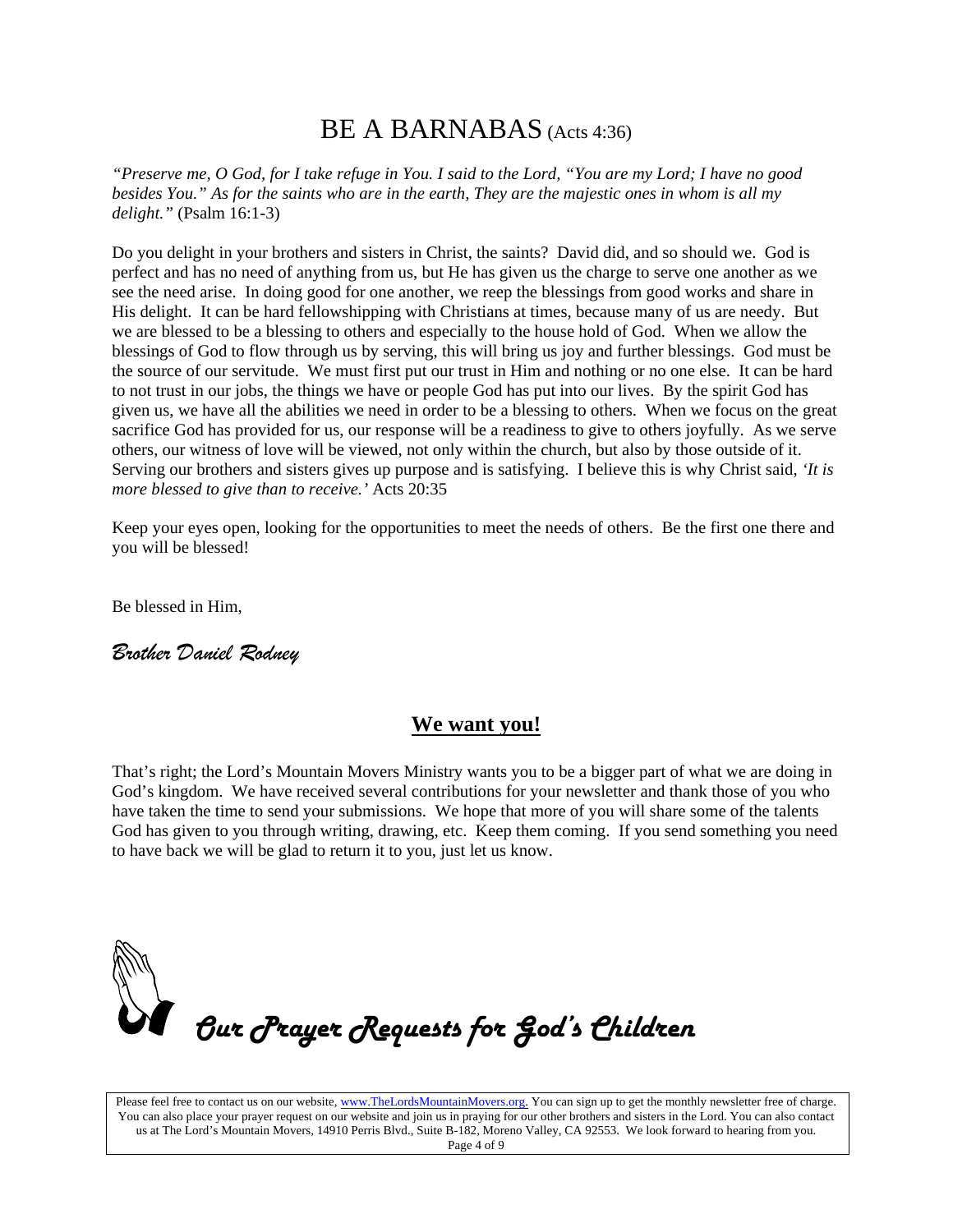# BE A BARNABAS (Acts 4:36)

*"Preserve me, O God, for I take refuge in You. I said to the Lord, "You are my Lord; I have no good besides You." As for the saints who are in the earth, They are the majestic ones in whom is all my delight."* (Psalm 16:1-3)

Do you delight in your brothers and sisters in Christ, the saints? David did, and so should we. God is perfect and has no need of anything from us, but He has given us the charge to serve one another as we see the need arise. In doing good for one another, we reep the blessings from good works and share in His delight. It can be hard fellowshipping with Christians at times, because many of us are needy. But we are blessed to be a blessing to others and especially to the house hold of God. When we allow the blessings of God to flow through us by serving, this will bring us joy and further blessings. God must be the source of our servitude. We must first put our trust in Him and nothing or no one else. It can be hard to not trust in our jobs, the things we have or people God has put into our lives. By the spirit God has given us, we have all the abilities we need in order to be a blessing to others. When we focus on the great sacrifice God has provided for us, our response will be a readiness to give to others joyfully. As we serve others, our witness of love will be viewed, not only within the church, but also by those outside of it. Serving our brothers and sisters gives up purpose and is satisfying. I believe this is why Christ said, *'It is more blessed to give than to receive.'* Acts 20:35

Keep your eyes open, looking for the opportunities to meet the needs of others. Be the first one there and you will be blessed!

Be blessed in Him,

*Brother Daniel Rodney*

## **We want you!**

That's right; the Lord's Mountain Movers Ministry wants you to be a bigger part of what we are doing in God's kingdom. We have received several contributions for your newsletter and thank those of you who have taken the time to send your submissions. We hope that more of you will share some of the talents God has given to you through writing, drawing, etc. Keep them coming. If you send something you need to have back we will be glad to return it to you, just let us know.

## *Our Prayer Requests for God's Children*

Please feel free to contact us on our website, www.TheLordsMountainMovers.org. You can sign up to get the monthly newsletter free of charge. You can also place your prayer request on our website and join us in praying for our other brothers and sisters in the Lord. You can also contact us at The Lord's Mountain Movers, 14910 Perris Blvd., Suite B-182, Moreno Valley, CA 92553. We look forward to hearing from you.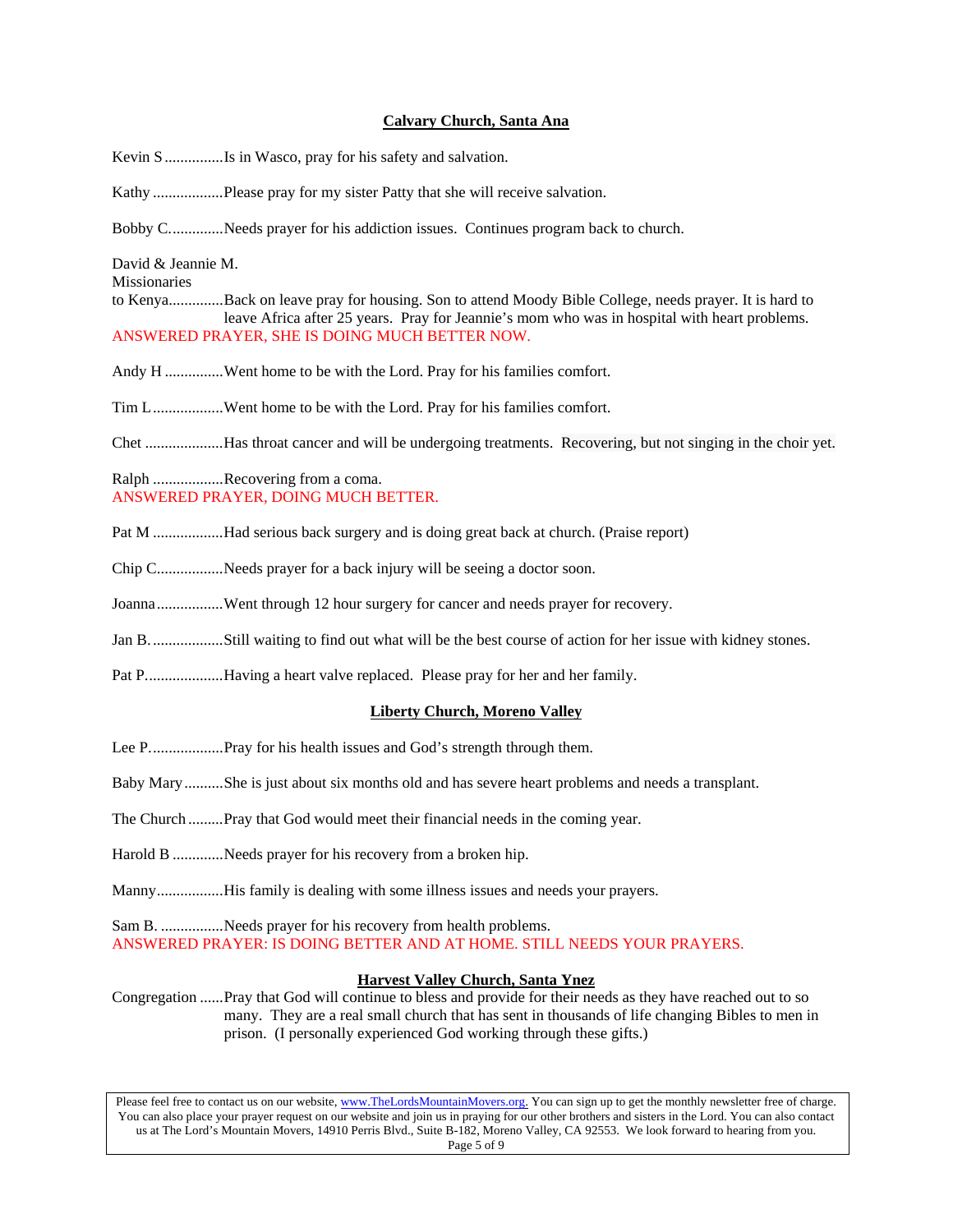## Calvary Church, Santa Ana

Kevin S ...............Is in Wasco, pray for his safety and salvation.

Kathy ..................Please pray for my sister Patty that she will receive salvation.

Bobby C.............Needs prayer for his addiction issues. Continues program back to church.

David & Jeannie M.
Missionaries
to Kenya.............Back on leave pray for housing. Son to attend Moody Bible College, needs prayer. It is hard to leave Africa after 25 years. Pray for Jeannie's mom who was in hospital with heart problems.
ANSWERED PRAYER, SHE IS DOING MUCH BETTER NOW.

Andy H ..............Went home to be with the Lord. Pray for his families comfort.

Tim L..................Went home to be with the Lord. Pray for his families comfort.

Chet ....................Has throat cancer and will be undergoing treatments. Recovering, but not singing in the choir yet.

Ralph ..................Recovering from a coma.
ANSWERED PRAYER, DOING MUCH BETTER.

Pat M ..................Had serious back surgery and is doing great back at church. (Praise report)

Chip C.................Needs prayer for a back injury will be seeing a doctor soon.

Joanna................Went through 12 hour surgery for cancer and needs prayer for recovery.

Jan B. ..................Still waiting to find out what will be the best course of action for her issue with kidney stones.

Pat P....................Having a heart valve replaced. Please pray for her and her family.

## Liberty Church, Moreno Valley

Lee P...................Pray for his health issues and God's strength through them.

Baby Mary..........She is just about six months old and has severe heart problems and needs a transplant.

The Church .........Pray that God would meet their financial needs in the coming year.

Harold B .............Needs prayer for his recovery from a broken hip.

Manny.................His family is dealing with some illness issues and needs your prayers.

Sam B. ................Needs prayer for his recovery from health problems.
ANSWERED PRAYER: IS DOING BETTER AND AT HOME. STILL NEEDS YOUR PRAYERS.

## Harvest Valley Church, Santa Ynez

Congregation ......Pray that God will continue to bless and provide for their needs as they have reached out to so many. They are a real small church that has sent in thousands of life changing Bibles to men in prison. (I personally experienced God working through these gifts.)

Please feel free to contact us on our website, www.TheLordsMountainMovers.org. You can sign up to get the monthly newsletter free of charge. You can also place your prayer request on our website and join us in praying for our other brothers and sisters in the Lord. You can also contact us at The Lord's Mountain Movers, 14910 Perris Blvd., Suite B-182, Moreno Valley, CA 92553. We look forward to hearing from you.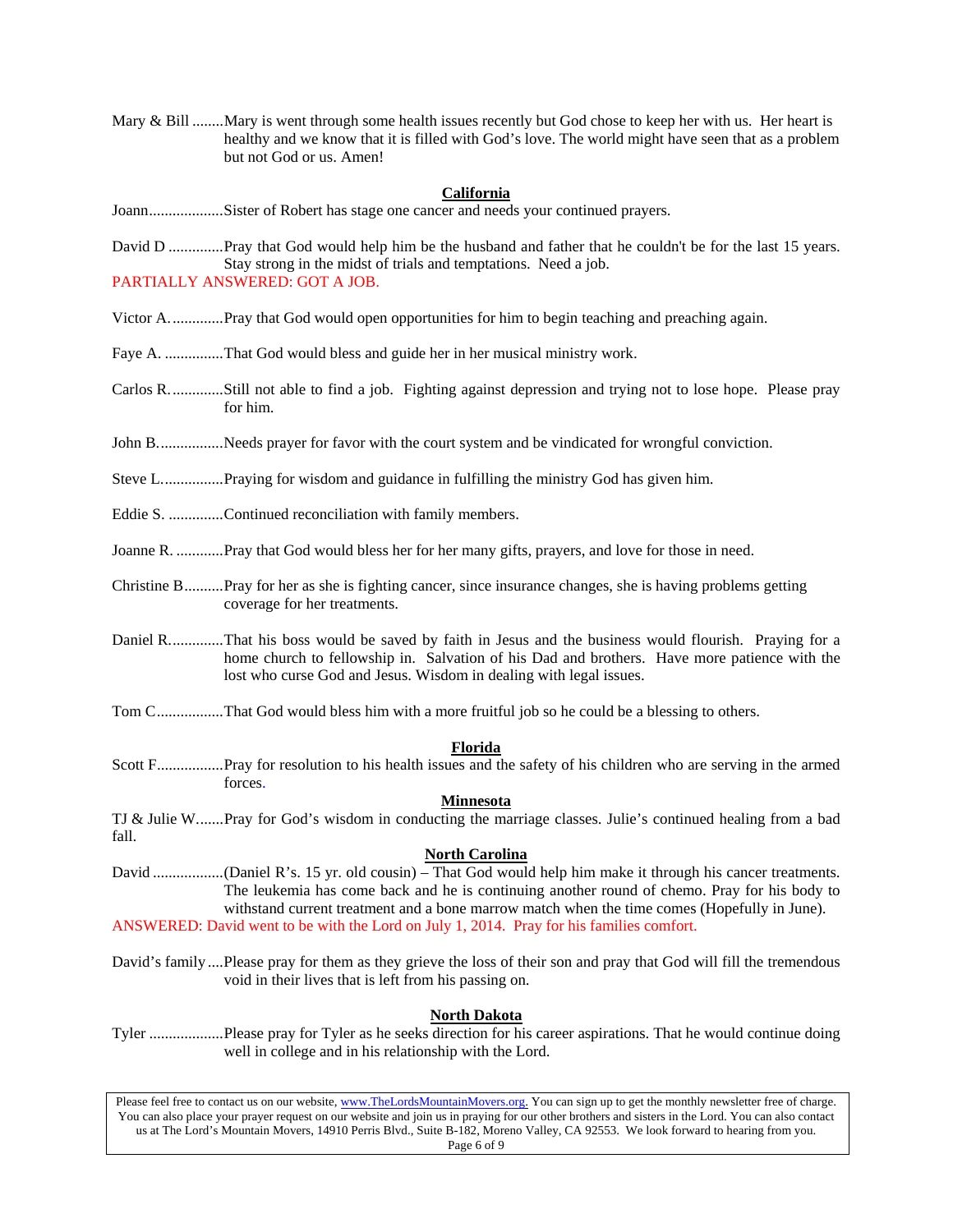Mary & Bill ........Mary is went through some health issues recently but God chose to keep her with us. Her heart is healthy and we know that it is filled with God's love. The world might have seen that as a problem but not God or us. Amen!

## California

Joann...................Sister of Robert has stage one cancer and needs your continued prayers.

David D .............Pray that God would help him be the husband and father that he couldn't be for the last 15 years. Stay strong in the midst of trials and temptations. Need a job.
PARTIALLY ANSWERED: GOT A JOB.

Victor A. .............Pray that God would open opportunities for him to begin teaching and preaching again.

Faye A. ...............That God would bless and guide her in her musical ministry work.

Carlos R. .............Still not able to find a job. Fighting against depression and trying not to lose hope. Please pray for him.

John B.................Needs prayer for favor with the court system and be vindicated for wrongful conviction.

Steve L................Praying for wisdom and guidance in fulfilling the ministry God has given him.

Eddie S. ..............Continued reconciliation with family members.

Joanne R. ............Pray that God would bless her for her many gifts, prayers, and love for those in need.

Christine B..........Pray for her as she is fighting cancer, since insurance changes, she is having problems getting coverage for her treatments.

Daniel R..............That his boss would be saved by faith in Jesus and the business would flourish. Praying for a home church to fellowship in. Salvation of his Dad and brothers. Have more patience with the lost who curse God and Jesus. Wisdom in dealing with legal issues.

Tom C.................That God would bless him with a more fruitful job so he could be a blessing to others.

## Florida

Scott F.................Pray for resolution to his health issues and the safety of his children who are serving in the armed forces.

## Minnesota

TJ & Julie W.......Pray for God's wisdom in conducting the marriage classes. Julie's continued healing from a bad fall.

## North Carolina

David ..................(Daniel R's. 15 yr. old cousin) – That God would help him make it through his cancer treatments. The leukemia has come back and he is continuing another round of chemo. Pray for his body to withstand current treatment and a bone marrow match when the time comes (Hopefully in June).
ANSWERED: David went to be with the Lord on July 1, 2014. Pray for his families comfort.

David's family....Please pray for them as they grieve the loss of their son and pray that God will fill the tremendous void in their lives that is left from his passing on.

## North Dakota

Tyler ...................Please pray for Tyler as he seeks direction for his career aspirations. That he would continue doing well in college and in his relationship with the Lord.

Please feel free to contact us on our website, www.TheLordsMountainMovers.org. You can sign up to get the monthly newsletter free of charge. You can also place your prayer request on our website and join us in praying for our other brothers and sisters in the Lord. You can also contact us at The Lord's Mountain Movers, 14910 Perris Blvd., Suite B-182, Moreno Valley, CA 92553. We look forward to hearing from you.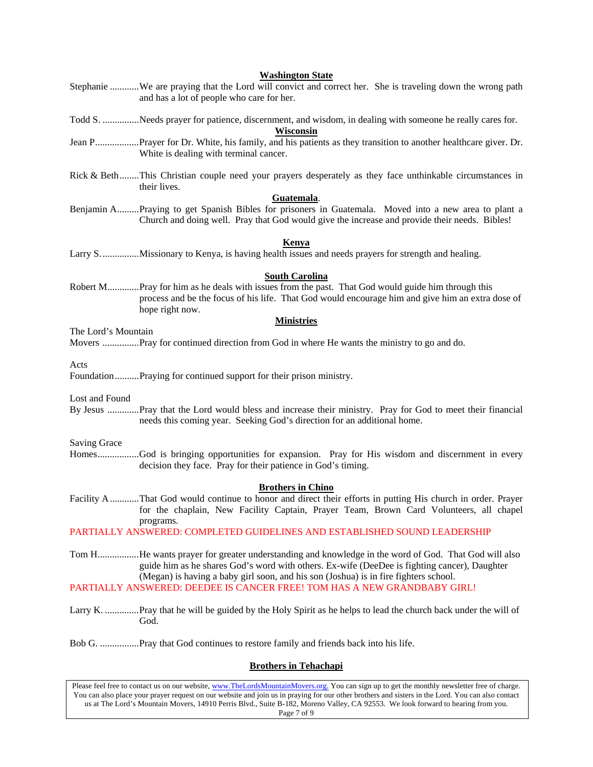## Washington State

Stephanie ............We are praying that the Lord will convict and correct her. She is traveling down the wrong path and has a lot of people who care for her.

Todd S. ...............Needs prayer for patience, discernment, and wisdom, in dealing with someone he really cares for.

## Wisconsin

Jean P..................Prayer for Dr. White, his family, and his patients as they transition to another healthcare giver. Dr. White is dealing with terminal cancer.

Rick & Beth........This Christian couple need your prayers desperately as they face unthinkable circumstances in their lives.

## Guatemala.

Benjamin A.........Praying to get Spanish Bibles for prisoners in Guatemala. Moved into a new area to plant a Church and doing well. Pray that God would give the increase and provide their needs. Bibles!

## Kenya

Larry S. ...............Missionary to Kenya, is having health issues and needs prayers for strength and healing.

## South Carolina

Robert M.............Pray for him as he deals with issues from the past. That God would guide him through this process and be the focus of his life. That God would encourage him and give him an extra dose of hope right now.

## Ministries

The Lord's Mountain Movers ...............Pray for continued direction from God in where He wants the ministry to go and do.

Acts Foundation..........Praying for continued support for their prison ministry.

Lost and Found By Jesus .............Pray that the Lord would bless and increase their ministry. Pray for God to meet their financial needs this coming year. Seeking God's direction for an additional home.

Saving Grace Homes.................God is bringing opportunities for expansion. Pray for His wisdom and discernment in every decision they face. Pray for their patience in God's timing.

## Brothers in Chino

Facility A ............That God would continue to honor and direct their efforts in putting His church in order. Prayer for the chaplain, New Facility Captain, Prayer Team, Brown Card Volunteers, all chapel programs.

PARTIALLY ANSWERED: COMPLETED GUIDELINES AND ESTABLISHED SOUND LEADERSHIP

Tom H.................He wants prayer for greater understanding and knowledge in the word of God. That God will also guide him as he shares God's word with others. Ex-wife (DeeDee is fighting cancer), Daughter (Megan) is having a baby girl soon, and his son (Joshua) is in fire fighters school.

PARTIALLY ANSWERED: DEEDEE IS CANCER FREE! TOM HAS A NEW GRANDBABY GIRL!

Larry K. ..............Pray that he will be guided by the Holy Spirit as he helps to lead the church back under the will of God.

Bob G. ................Pray that God continues to restore family and friends back into his life.

## Brothers in Tehachapi

Please feel free to contact us on our website, www.TheLordsMountainMovers.org. You can sign up to get the monthly newsletter free of charge. You can also place your prayer request on our website and join us in praying for our other brothers and sisters in the Lord. You can also contact us at The Lord's Mountain Movers, 14910 Perris Blvd., Suite B-182, Moreno Valley, CA 92553. We look forward to hearing from you.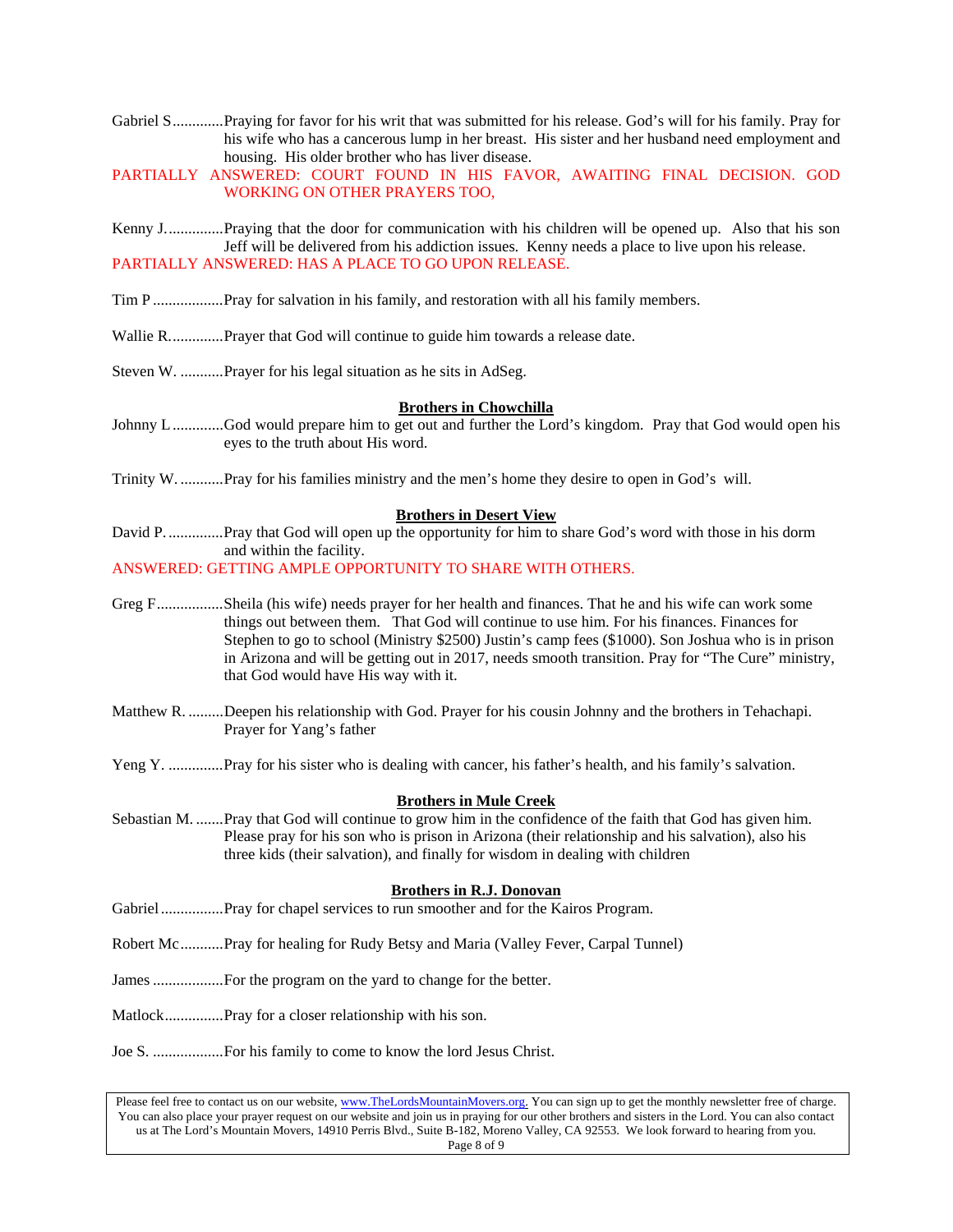Gabriel S.............Praying for favor for his writ that was submitted for his release. God's will for his family. Pray for his wife who has a cancerous lump in her breast. His sister and her husband need employment and housing. His older brother who has liver disease.

PARTIALLY ANSWERED: COURT FOUND IN HIS FAVOR, AWAITING FINAL DECISION. GOD WORKING ON OTHER PRAYERS TOO,

Kenny J..............Praying that the door for communication with his children will be opened up. Also that his son Jeff will be delivered from his addiction issues. Kenny needs a place to live upon his release.

PARTIALLY ANSWERED: HAS A PLACE TO GO UPON RELEASE.

Tim P ..................Pray for salvation in his family, and restoration with all his family members.

Wallie R..............Prayer that God will continue to guide him towards a release date.

Steven W. ...........Prayer for his legal situation as he sits in AdSeg.

**Brothers in Chowchilla**

Johnny L.............God would prepare him to get out and further the Lord's kingdom. Pray that God would open his eyes to the truth about His word.

Trinity W. ...........Pray for his families ministry and the men's home they desire to open in God's will.

**Brothers in Desert View**

David P. ..............Pray that God will open up the opportunity for him to share God's word with those in his dorm and within the facility.

ANSWERED: GETTING AMPLE OPPORTUNITY TO SHARE WITH OTHERS.

Greg F.................Sheila (his wife) needs prayer for her health and finances. That he and his wife can work some things out between them. That God will continue to use him. For his finances. Finances for Stephen to go to school (Ministry $2500) Justin's camp fees ($1000). Son Joshua who is in prison in Arizona and will be getting out in 2017, needs smooth transition. Pray for "The Cure" ministry, that God would have His way with it.

Matthew R. .........Deepen his relationship with God. Prayer for his cousin Johnny and the brothers in Tehachapi. Prayer for Yang's father

Yeng Y. ..............Pray for his sister who is dealing with cancer, his father's health, and his family's salvation.

**Brothers in Mule Creek**

Sebastian M. .......Pray that God will continue to grow him in the confidence of the faith that God has given him. Please pray for his son who is prison in Arizona (their relationship and his salvation), also his three kids (their salvation), and finally for wisdom in dealing with children

**Brothers in R.J. Donovan**

Gabriel................Pray for chapel services to run smoother and for the Kairos Program.

Robert Mc...........Pray for healing for Rudy Betsy and Maria (Valley Fever, Carpal Tunnel)

James ..................For the program on the yard to change for the better.

Matlock...............Pray for a closer relationship with his son.

Joe S. ..................For his family to come to know the lord Jesus Christ.

Please feel free to contact us on our website, www.TheLordsMountainMovers.org. You can sign up to get the monthly newsletter free of charge. You can also place your prayer request on our website and join us in praying for our other brothers and sisters in the Lord. You can also contact us at The Lord's Mountain Movers, 14910 Perris Blvd., Suite B-182, Moreno Valley, CA 92553. We look forward to hearing from you.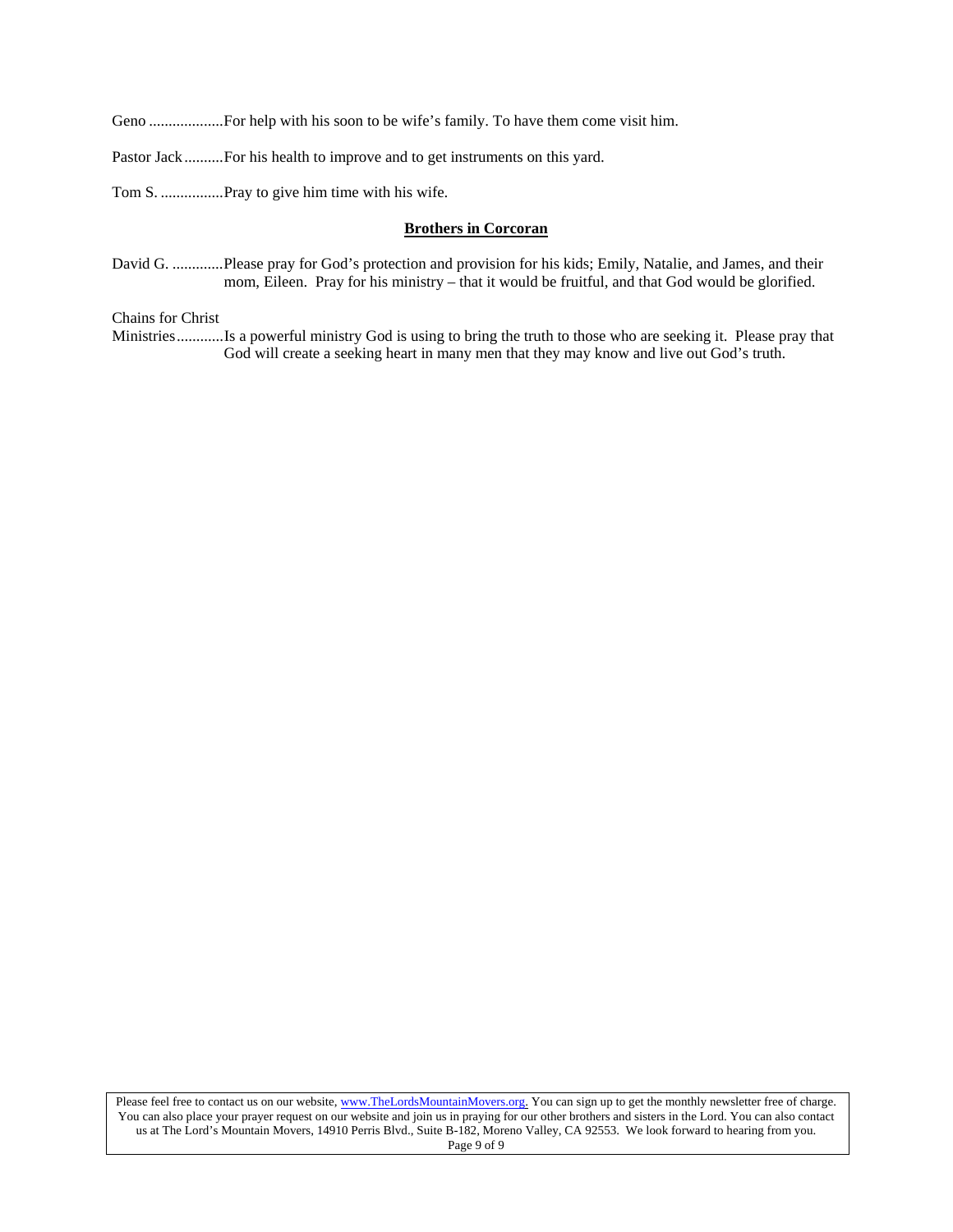Geno ...................For help with his soon to be wife's family. To have them come visit him.

Pastor Jack..........For his health to improve and to get instruments on this yard.

Tom S. ................Pray to give him time with his wife.

**Brothers in Corcoran**

David G. .............Please pray for God's protection and provision for his kids; Emily, Natalie, and James, and their mom, Eileen. Pray for his ministry – that it would be fruitful, and that God would be glorified.

Chains for Christ Ministries............Is a powerful ministry God is using to bring the truth to those who are seeking it. Please pray that God will create a seeking heart in many men that they may know and live out God's truth.

Please feel free to contact us on our website, www.TheLordsMountainMovers.org. You can sign up to get the monthly newsletter free of charge. You can also place your prayer request on our website and join us in praying for our other brothers and sisters in the Lord. You can also contact us at The Lord's Mountain Movers, 14910 Perris Blvd., Suite B-182, Moreno Valley, CA 92553. We look forward to hearing from you.